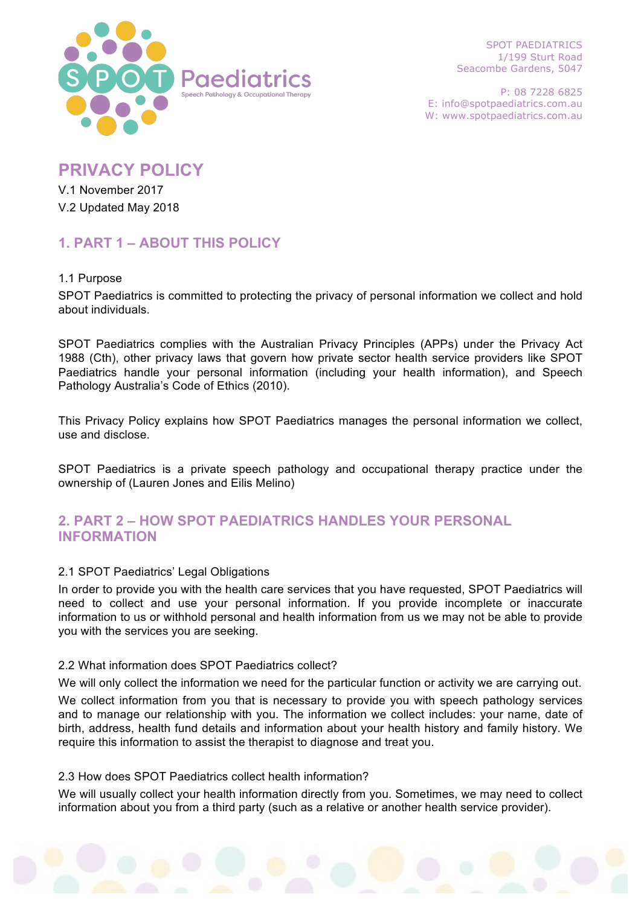SPOT PAEDIATRICS
1/199 Sturt Road
Seacombe Gardens, 5047

P: 08 7228 6825
E: info@spotpaediatrics.com.au
W: www.spotpaediatrics.com.au

# PRIVACY POLICY

V.1 November 2017

V.2 Updated May 2018

## 1. PART 1 – ABOUT THIS POLICY

### 1.1 Purpose

SPOT Paediatrics is committed to protecting the privacy of personal information we collect and hold about individuals.

SPOT Paediatrics complies with the Australian Privacy Principles (APPs) under the Privacy Act 1988 (Cth), other privacy laws that govern how private sector health service providers like SPOT Paediatrics handle your personal information (including your health information), and Speech Pathology Australia's Code of Ethics (2010).

This Privacy Policy explains how SPOT Paediatrics manages the personal information we collect, use and disclose.

SPOT Paediatrics is a private speech pathology and occupational therapy practice under the ownership of (Lauren Jones and Eilis Melino)

## 2. PART 2 – HOW SPOT PAEDIATRICS HANDLES YOUR PERSONAL INFORMATION

### 2.1 SPOT Paediatrics' Legal Obligations

In order to provide you with the health care services that you have requested, SPOT Paediatrics will need to collect and use your personal information. If you provide incomplete or inaccurate information to us or withhold personal and health information from us we may not be able to provide you with the services you are seeking.

### 2.2 What information does SPOT Paediatrics collect?

We will only collect the information we need for the particular function or activity we are carrying out.

We collect information from you that is necessary to provide you with speech pathology services and to manage our relationship with you. The information we collect includes: your name, date of birth, address, health fund details and information about your health history and family history. We require this information to assist the therapist to diagnose and treat you.

### 2.3 How does SPOT Paediatrics collect health information?

We will usually collect your health information directly from you. Sometimes, we may need to collect information about you from a third party (such as a relative or another health service provider).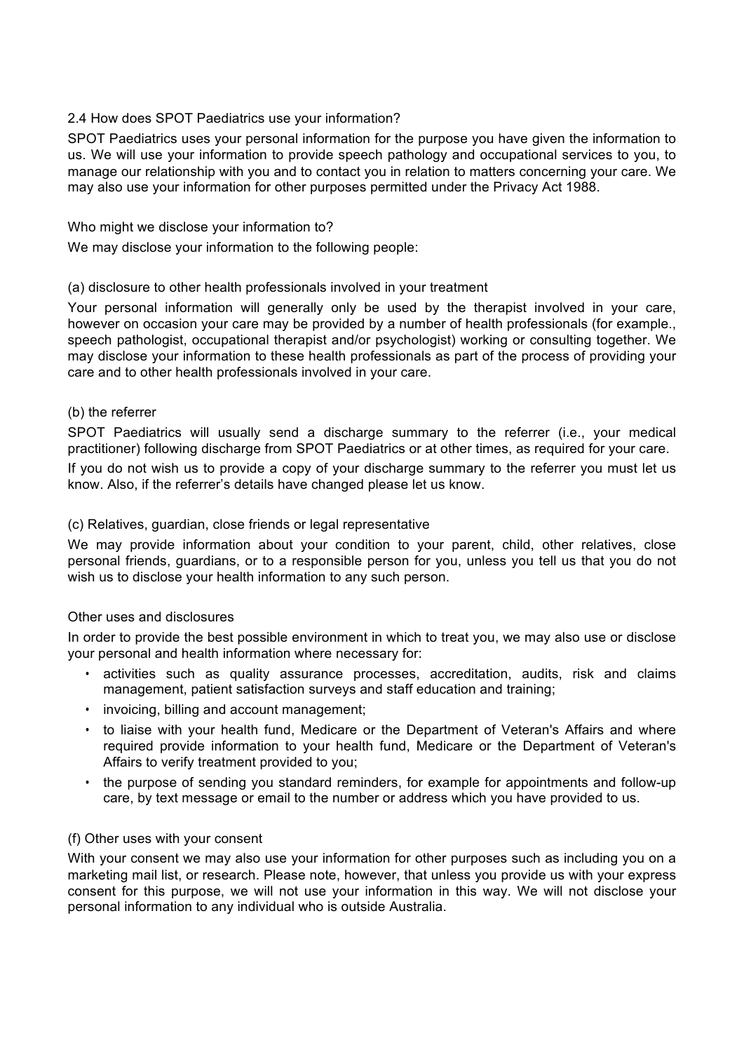## 2.4 How does SPOT Paediatrics use your information?

SPOT Paediatrics uses your personal information for the purpose you have given the information to us. We will use your information to provide speech pathology and occupational services to you, to manage our relationship with you and to contact you in relation to matters concerning your care. We may also use your information for other purposes permitted under the Privacy Act 1988.

### Who might we disclose your information to?

We may disclose your information to the following people:

#### (a) disclosure to other health professionals involved in your treatment

Your personal information will generally only be used by the therapist involved in your care, however on occasion your care may be provided by a number of health professionals (for example., speech pathologist, occupational therapist and/or psychologist) working or consulting together. We may disclose your information to these health professionals as part of the process of providing your care and to other health professionals involved in your care.

#### (b) the referrer

SPOT Paediatrics will usually send a discharge summary to the referrer (i.e., your medical practitioner) following discharge from SPOT Paediatrics or at other times, as required for your care.

If you do not wish us to provide a copy of your discharge summary to the referrer you must let us know. Also, if the referrer's details have changed please let us know.

#### (c) Relatives, guardian, close friends or legal representative

We may provide information about your condition to your parent, child, other relatives, close personal friends, guardians, or to a responsible person for you, unless you tell us that you do not wish us to disclose your health information to any such person.

#### Other uses and disclosures

In order to provide the best possible environment in which to treat you, we may also use or disclose your personal and health information where necessary for:

- activities such as quality assurance processes, accreditation, audits, risk and claims management, patient satisfaction surveys and staff education and training;
- invoicing, billing and account management;
- to liaise with your health fund, Medicare or the Department of Veteran's Affairs and where required provide information to your health fund, Medicare or the Department of Veteran's Affairs to verify treatment provided to you;
- the purpose of sending you standard reminders, for example for appointments and follow-up care, by text message or email to the number or address which you have provided to us.

#### (f) Other uses with your consent

With your consent we may also use your information for other purposes such as including you on a marketing mail list, or research. Please note, however, that unless you provide us with your express consent for this purpose, we will not use your information in this way. We will not disclose your personal information to any individual who is outside Australia.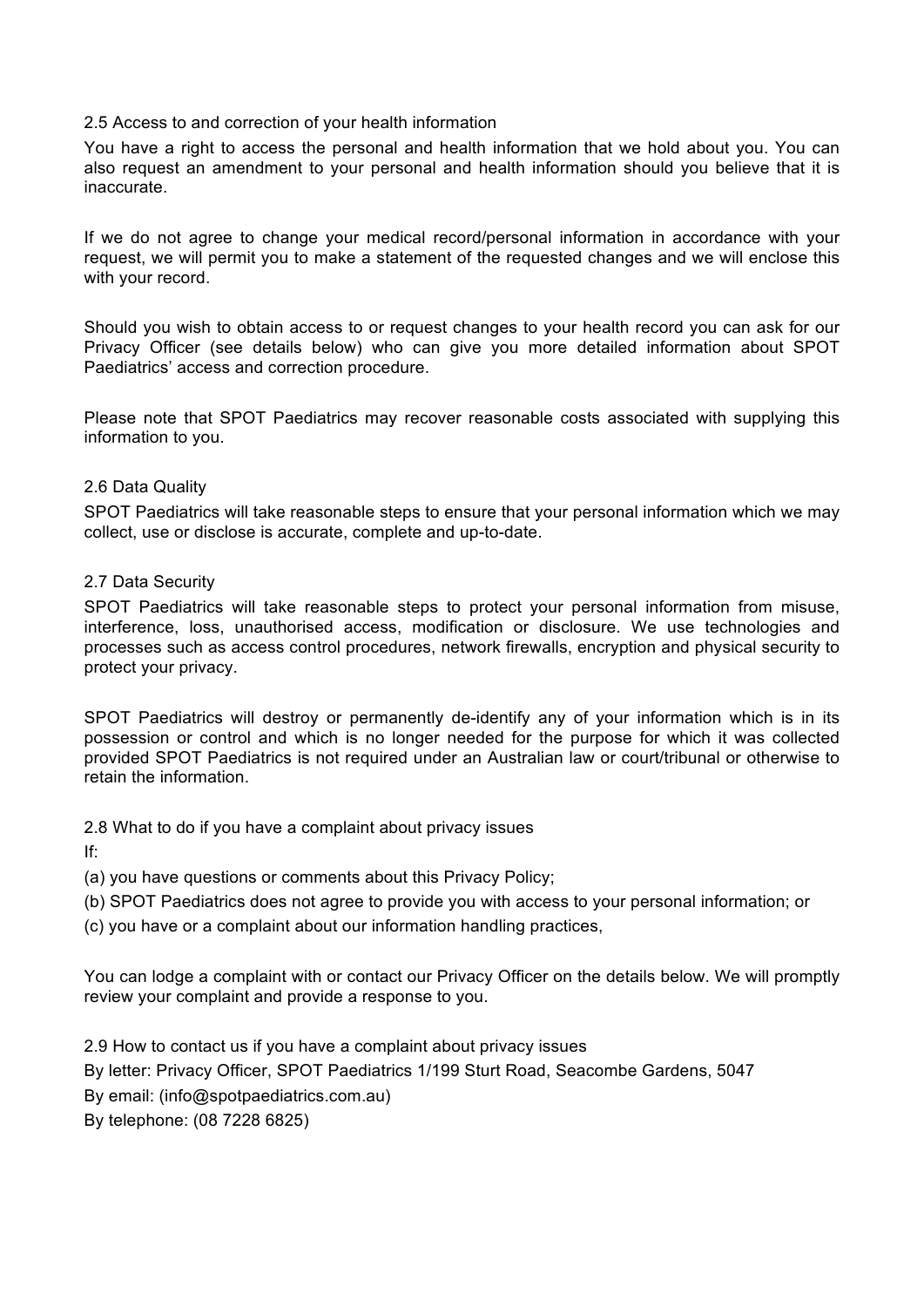### 2.5 Access to and correction of your health information

You have a right to access the personal and health information that we hold about you. You can also request an amendment to your personal and health information should you believe that it is inaccurate.

If we do not agree to change your medical record/personal information in accordance with your request, we will permit you to make a statement of the requested changes and we will enclose this with your record.

Should you wish to obtain access to or request changes to your health record you can ask for our Privacy Officer (see details below) who can give you more detailed information about SPOT Paediatrics' access and correction procedure.

Please note that SPOT Paediatrics may recover reasonable costs associated with supplying this information to you.

### 2.6 Data Quality

SPOT Paediatrics will take reasonable steps to ensure that your personal information which we may collect, use or disclose is accurate, complete and up-to-date.

### 2.7 Data Security

SPOT Paediatrics will take reasonable steps to protect your personal information from misuse, interference, loss, unauthorised access, modification or disclosure. We use technologies and processes such as access control procedures, network firewalls, encryption and physical security to protect your privacy.

SPOT Paediatrics will destroy or permanently de-identify any of your information which is in its possession or control and which is no longer needed for the purpose for which it was collected provided SPOT Paediatrics is not required under an Australian law or court/tribunal or otherwise to retain the information.

### 2.8 What to do if you have a complaint about privacy issues

If:

(a) you have questions or comments about this Privacy Policy;

(b) SPOT Paediatrics does not agree to provide you with access to your personal information; or

(c) you have or a complaint about our information handling practices,

You can lodge a complaint with or contact our Privacy Officer on the details below. We will promptly review your complaint and provide a response to you.

### 2.9 How to contact us if you have a complaint about privacy issues

By letter: Privacy Officer, SPOT Paediatrics 1/199 Sturt Road, Seacombe Gardens, 5047

By email: (info@spotpaediatrics.com.au)

By telephone: (08 7228 6825)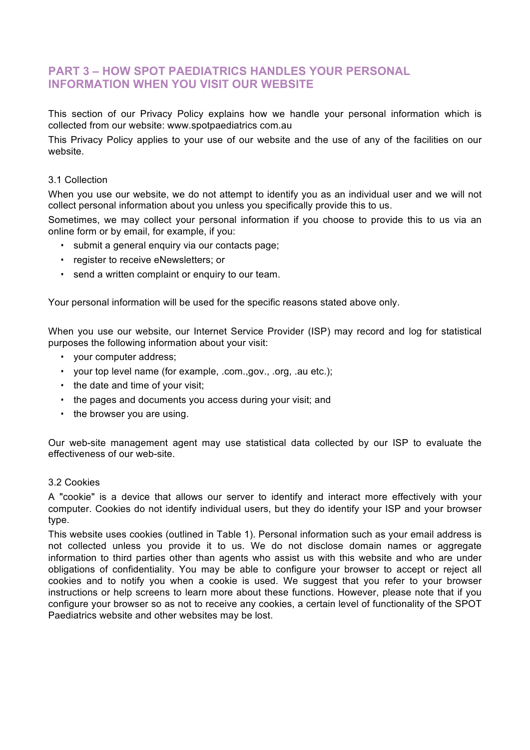## PART 3 – HOW SPOT PAEDIATRICS HANDLES YOUR PERSONAL INFORMATION WHEN YOU VISIT OUR WEBSITE

This section of our Privacy Policy explains how we handle your personal information which is collected from our website: www.spotpaediatrics com.au

This Privacy Policy applies to your use of our website and the use of any of the facilities on our website.

### 3.1 Collection

When you use our website, we do not attempt to identify you as an individual user and we will not collect personal information about you unless you specifically provide this to us.

Sometimes, we may collect your personal information if you choose to provide this to us via an online form or by email, for example, if you:

- submit a general enquiry via our contacts page;
- register to receive eNewsletters; or
- send a written complaint or enquiry to our team.

Your personal information will be used for the specific reasons stated above only.

When you use our website, our Internet Service Provider (ISP) may record and log for statistical purposes the following information about your visit:

- your computer address;
- your top level name (for example, .com.,gov., .org, .au etc.);
- the date and time of your visit;
- the pages and documents you access during your visit; and
- the browser you are using.

Our web-site management agent may use statistical data collected by our ISP to evaluate the effectiveness of our web-site.

### 3.2 Cookies

A "cookie" is a device that allows our server to identify and interact more effectively with your computer. Cookies do not identify individual users, but they do identify your ISP and your browser type.

This website uses cookies (outlined in Table 1). Personal information such as your email address is not collected unless you provide it to us. We do not disclose domain names or aggregate information to third parties other than agents who assist us with this website and who are under obligations of confidentiality. You may be able to configure your browser to accept or reject all cookies and to notify you when a cookie is used. We suggest that you refer to your browser instructions or help screens to learn more about these functions. However, please note that if you configure your browser so as not to receive any cookies, a certain level of functionality of the SPOT Paediatrics website and other websites may be lost.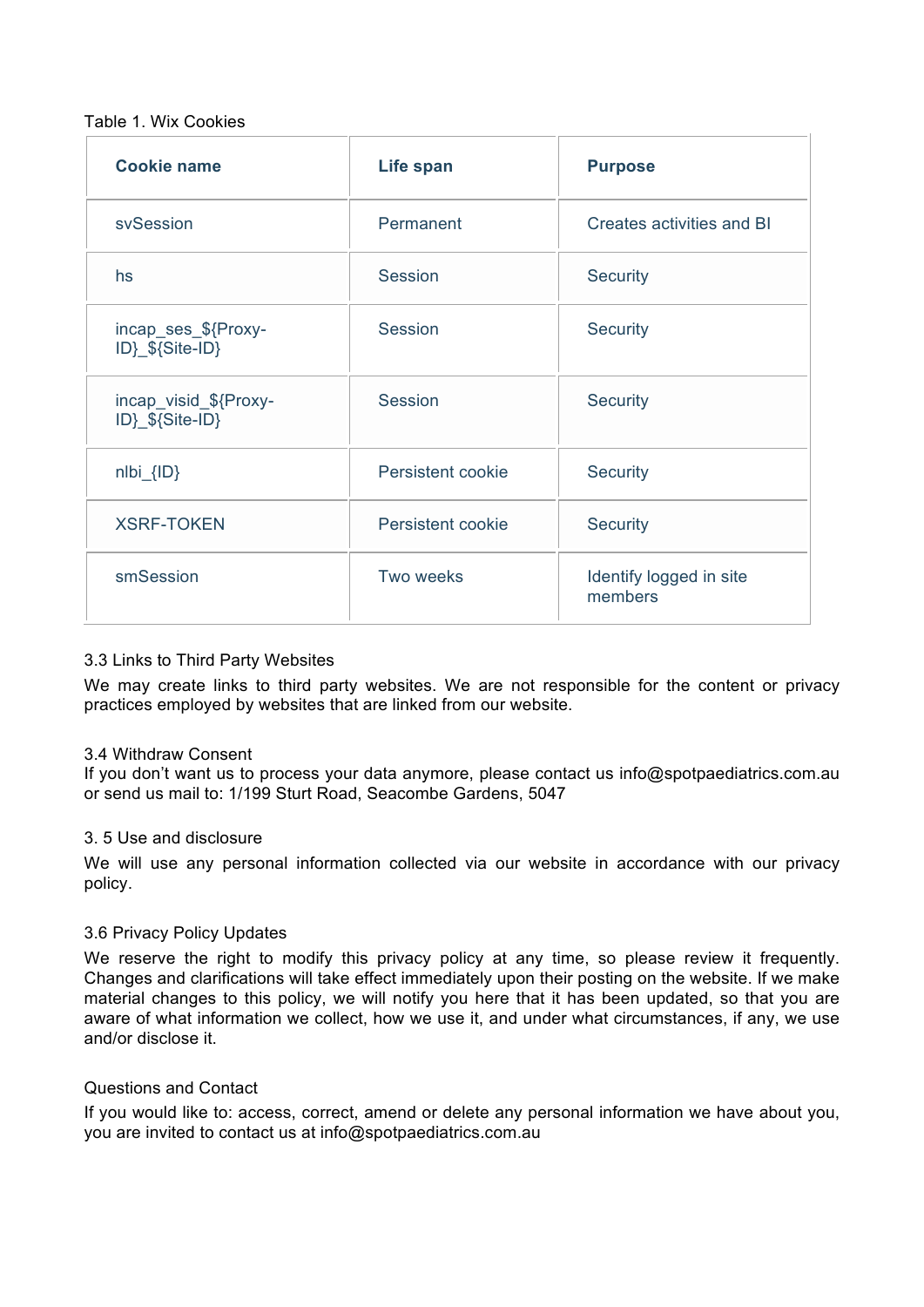Table 1. Wix Cookies

| Cookie name | Life span | Purpose |
|---|---|---|
| svSession | Permanent | Creates activities and BI |
| hs | Session | Security |
| incap_ses_${Proxy-ID}_${Site-ID} | Session | Security |
| incap_visid_${Proxy-ID}_${Site-ID} | Session | Security |
| nlbi_{ID} | Persistent cookie | Security |
| XSRF-TOKEN | Persistent cookie | Security |
| smSession | Two weeks | Identify logged in site members |

### 3.3 Links to Third Party Websites

We may create links to third party websites. We are not responsible for the content or privacy practices employed by websites that are linked from our website.

### 3.4 Withdraw Consent

If you don't want us to process your data anymore, please contact us info@spotpaediatrics.com.au or send us mail to: 1/199 Sturt Road, Seacombe Gardens, 5047

### 3. 5 Use and disclosure

We will use any personal information collected via our website in accordance with our privacy policy.

### 3.6 Privacy Policy Updates

We reserve the right to modify this privacy policy at any time, so please review it frequently. Changes and clarifications will take effect immediately upon their posting on the website. If we make material changes to this policy, we will notify you here that it has been updated, so that you are aware of what information we collect, how we use it, and under what circumstances, if any, we use and/or disclose it.

### Questions and Contact

If you would like to: access, correct, amend or delete any personal information we have about you, you are invited to contact us at info@spotpaediatrics.com.au